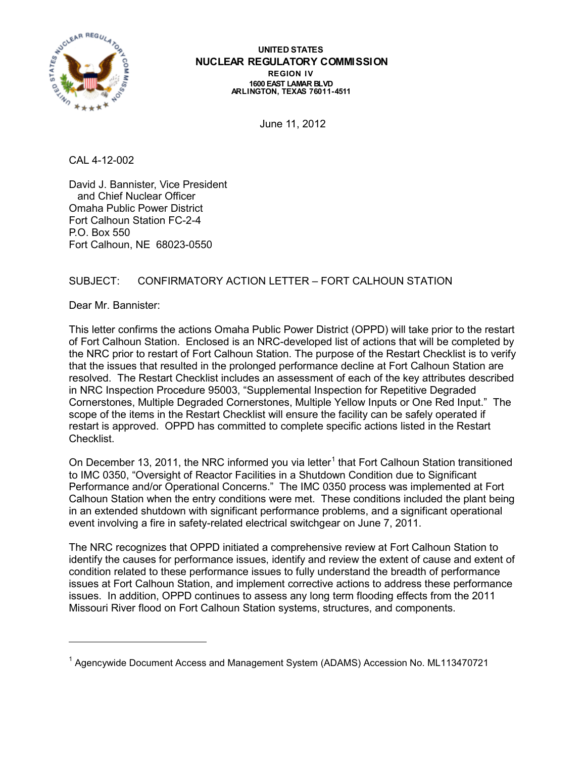UNITED STATES
**NUCLEAR REGULATORY COMMISSION**
REGION IV
1600 EAST LAMAR BLVD
ARLINGTON, TEXAS 76011-4511

June 11, 2012

CAL 4-12-002

David J. Bannister, Vice President
and Chief Nuclear Officer
Omaha Public Power District
Fort Calhoun Station FC-2-4
P.O. Box 550
Fort Calhoun, NE 68023-0550

SUBJECT: CONFIRMATORY ACTION LETTER – FORT CALHOUN STATION

Dear Mr. Bannister:

This letter confirms the actions Omaha Public Power District (OPPD) will take prior to the restart of Fort Calhoun Station. Enclosed is an NRC-developed list of actions that will be completed by the NRC prior to restart of Fort Calhoun Station. The purpose of the Restart Checklist is to verify that the issues that resulted in the prolonged performance decline at Fort Calhoun Station are resolved. The Restart Checklist includes an assessment of each of the key attributes described in NRC Inspection Procedure 95003, "Supplemental Inspection for Repetitive Degraded Cornerstones, Multiple Degraded Cornerstones, Multiple Yellow Inputs or One Red Input." The scope of the items in the Restart Checklist will ensure the facility can be safely operated if restart is approved. OPPD has committed to complete specific actions listed in the Restart Checklist.

On December 13, 2011, the NRC informed you via letter[1] that Fort Calhoun Station transitioned to IMC 0350, "Oversight of Reactor Facilities in a Shutdown Condition due to Significant Performance and/or Operational Concerns." The IMC 0350 process was implemented at Fort Calhoun Station when the entry conditions were met. These conditions included the plant being in an extended shutdown with significant performance problems, and a significant operational event involving a fire in safety-related electrical switchgear on June 7, 2011.

The NRC recognizes that OPPD initiated a comprehensive review at Fort Calhoun Station to identify the causes for performance issues, identify and review the extent of cause and extent of condition related to these performance issues to fully understand the breadth of performance issues at Fort Calhoun Station, and implement corrective actions to address these performance issues. In addition, OPPD continues to assess any long term flooding effects from the 2011 Missouri River flood on Fort Calhoun Station systems, structures, and components.

---

[1] Agencywide Document Access and Management System (ADAMS) Accession No. ML113470721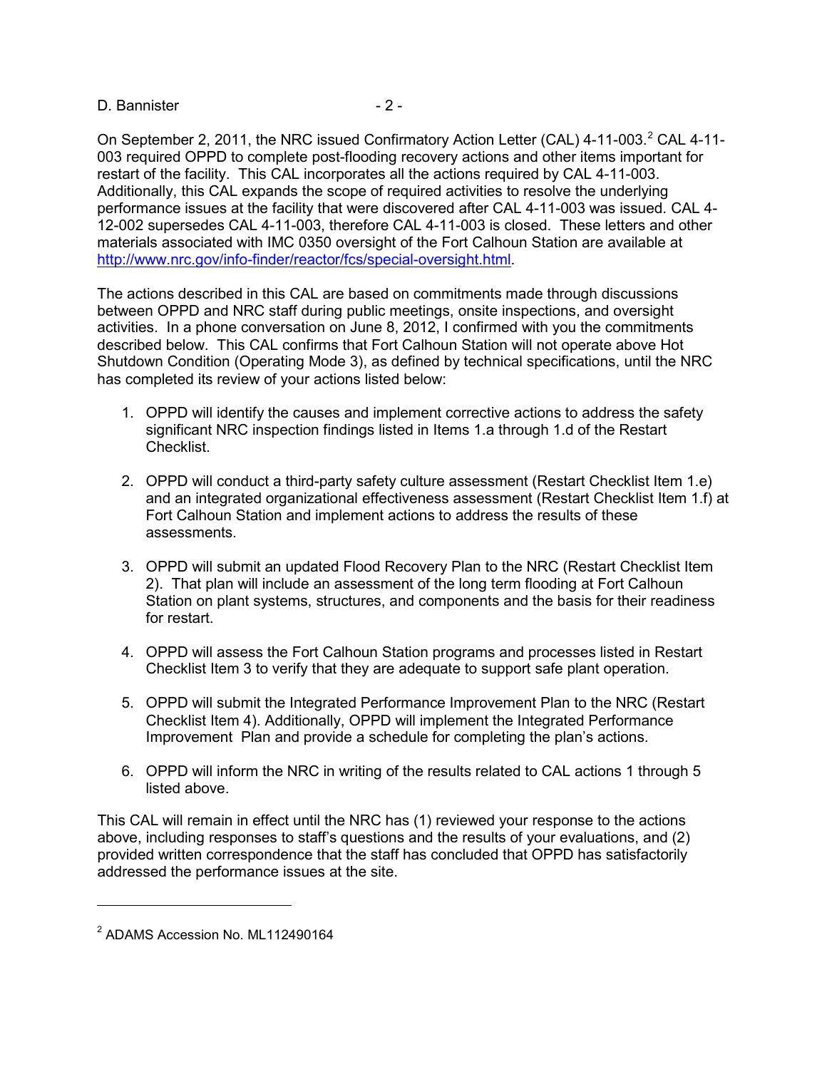On September 2, 2011, the NRC issued Confirmatory Action Letter (CAL) 4-11-003.[2] CAL 4-11-003 required OPPD to complete post-flooding recovery actions and other items important for restart of the facility. This CAL incorporates all the actions required by CAL 4-11-003. Additionally, this CAL expands the scope of required activities to resolve the underlying performance issues at the facility that were discovered after CAL 4-11-003 was issued. CAL 4-12-002 supersedes CAL 4-11-003, therefore CAL 4-11-003 is closed. These letters and other materials associated with IMC 0350 oversight of the Fort Calhoun Station are available at http://www.nrc.gov/info-finder/reactor/fcs/special-oversight.html.

The actions described in this CAL are based on commitments made through discussions between OPPD and NRC staff during public meetings, onsite inspections, and oversight activities. In a phone conversation on June 8, 2012, I confirmed with you the commitments described below. This CAL confirms that Fort Calhoun Station will not operate above Hot Shutdown Condition (Operating Mode 3), as defined by technical specifications, until the NRC has completed its review of your actions listed below:

1. OPPD will identify the causes and implement corrective actions to address the safety significant NRC inspection findings listed in Items 1.a through 1.d of the Restart Checklist.

2. OPPD will conduct a third-party safety culture assessment (Restart Checklist Item 1.e) and an integrated organizational effectiveness assessment (Restart Checklist Item 1.f) at Fort Calhoun Station and implement actions to address the results of these assessments.

3. OPPD will submit an updated Flood Recovery Plan to the NRC (Restart Checklist Item 2). That plan will include an assessment of the long term flooding at Fort Calhoun Station on plant systems, structures, and components and the basis for their readiness for restart.

4. OPPD will assess the Fort Calhoun Station programs and processes listed in Restart Checklist Item 3 to verify that they are adequate to support safe plant operation.

5. OPPD will submit the Integrated Performance Improvement Plan to the NRC (Restart Checklist Item 4). Additionally, OPPD will implement the Integrated Performance Improvement Plan and provide a schedule for completing the plan's actions.

6. OPPD will inform the NRC in writing of the results related to CAL actions 1 through 5 listed above.

This CAL will remain in effect until the NRC has (1) reviewed your response to the actions above, including responses to staff's questions and the results of your evaluations, and (2) provided written correspondence that the staff has concluded that OPPD has satisfactorily addressed the performance issues at the site.

---

[2] ADAMS Accession No. ML112490164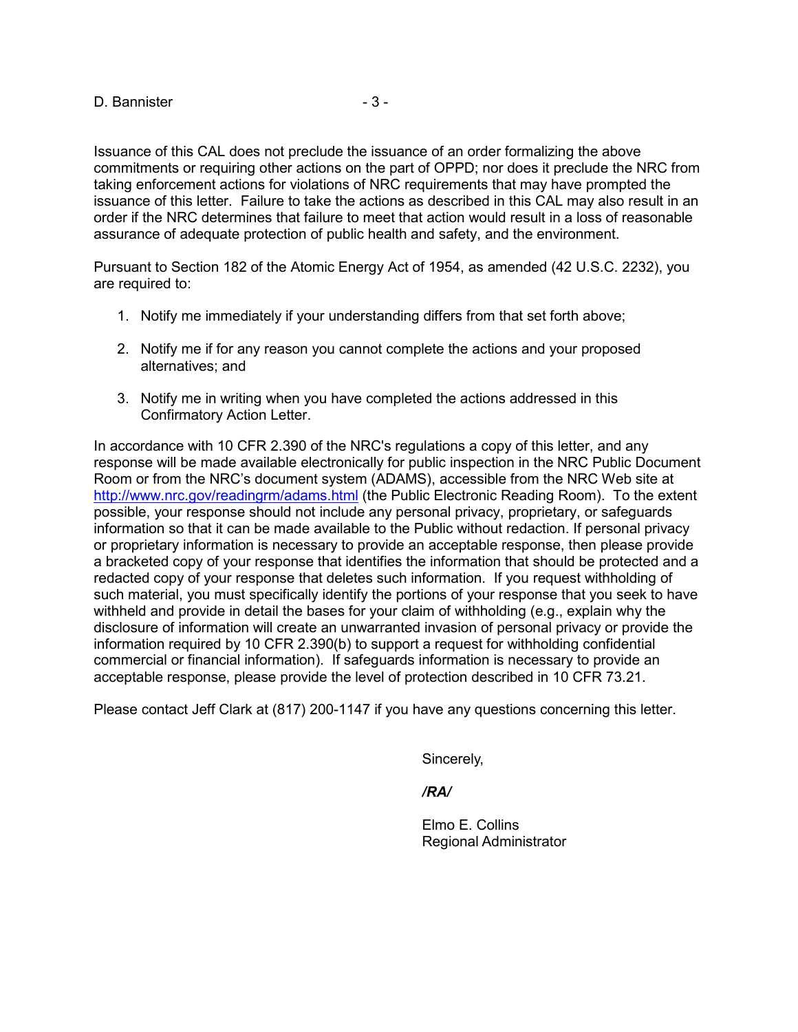Issuance of this CAL does not preclude the issuance of an order formalizing the above commitments or requiring other actions on the part of OPPD; nor does it preclude the NRC from taking enforcement actions for violations of NRC requirements that may have prompted the issuance of this letter. Failure to take the actions as described in this CAL may also result in an order if the NRC determines that failure to meet that action would result in a loss of reasonable assurance of adequate protection of public health and safety, and the environment.

Pursuant to Section 182 of the Atomic Energy Act of 1954, as amended (42 U.S.C. 2232), you are required to:

1. Notify me immediately if your understanding differs from that set forth above;

2. Notify me if for any reason you cannot complete the actions and your proposed alternatives; and

3. Notify me in writing when you have completed the actions addressed in this Confirmatory Action Letter.

In accordance with 10 CFR 2.390 of the NRC's regulations a copy of this letter, and any response will be made available electronically for public inspection in the NRC Public Document Room or from the NRC's document system (ADAMS), accessible from the NRC Web site at http://www.nrc.gov/readingrm/adams.html (the Public Electronic Reading Room). To the extent possible, your response should not include any personal privacy, proprietary, or safeguards information so that it can be made available to the Public without redaction. If personal privacy or proprietary information is necessary to provide an acceptable response, then please provide a bracketed copy of your response that identifies the information that should be protected and a redacted copy of your response that deletes such information. If you request withholding of such material, you must specifically identify the portions of your response that you seek to have withheld and provide in detail the bases for your claim of withholding (e.g., explain why the disclosure of information will create an unwarranted invasion of personal privacy or provide the information required by 10 CFR 2.390(b) to support a request for withholding confidential commercial or financial information). If safeguards information is necessary to provide an acceptable response, please provide the level of protection described in 10 CFR 73.21.

Please contact Jeff Clark at (817) 200-1147 if you have any questions concerning this letter.

Sincerely,

***/RA/***

Elmo E. Collins
Regional Administrator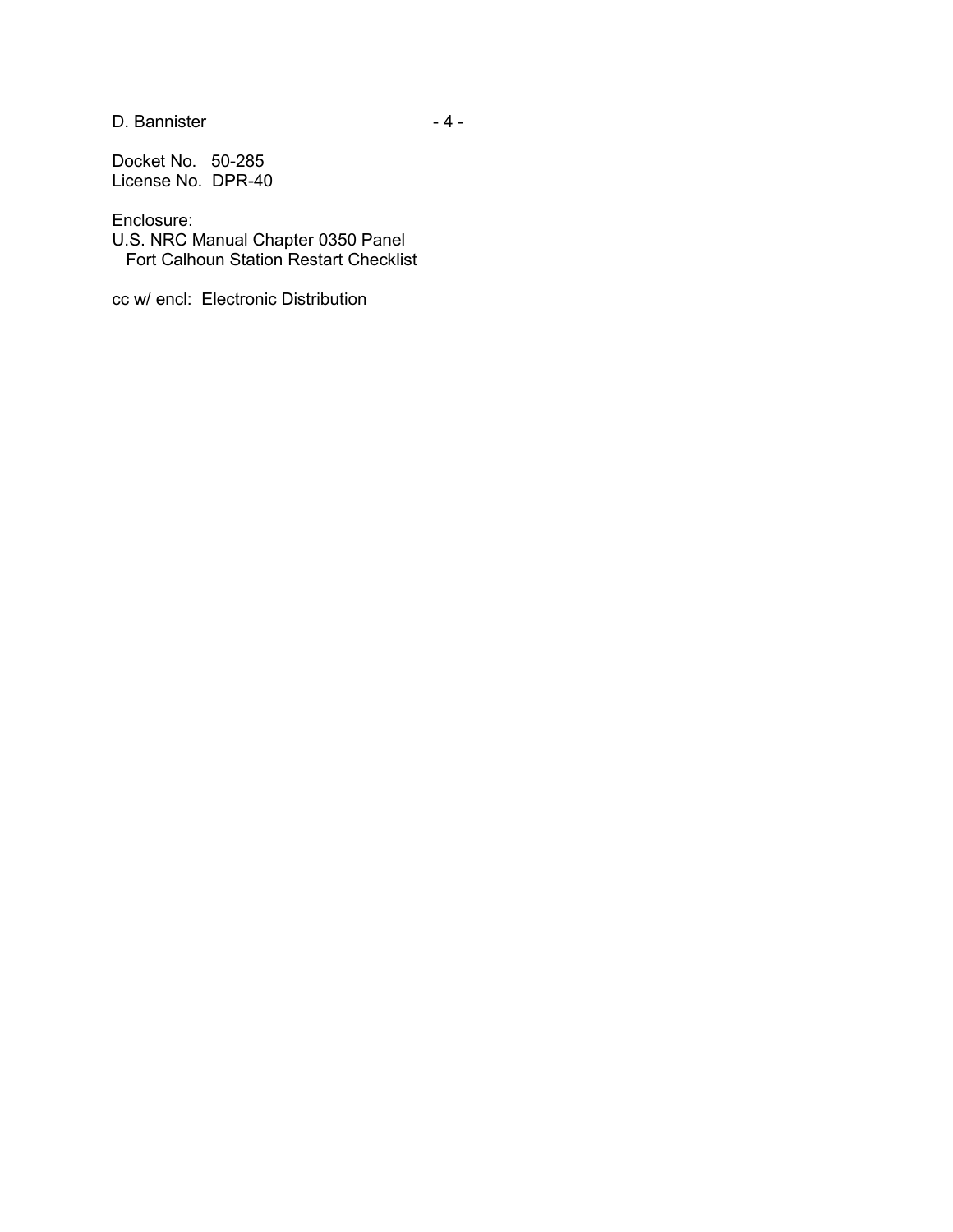Docket No. 50-285
License No. DPR-40

Enclosure:
U.S. NRC Manual Chapter 0350 Panel
Fort Calhoun Station Restart Checklist

cc w/ encl: Electronic Distribution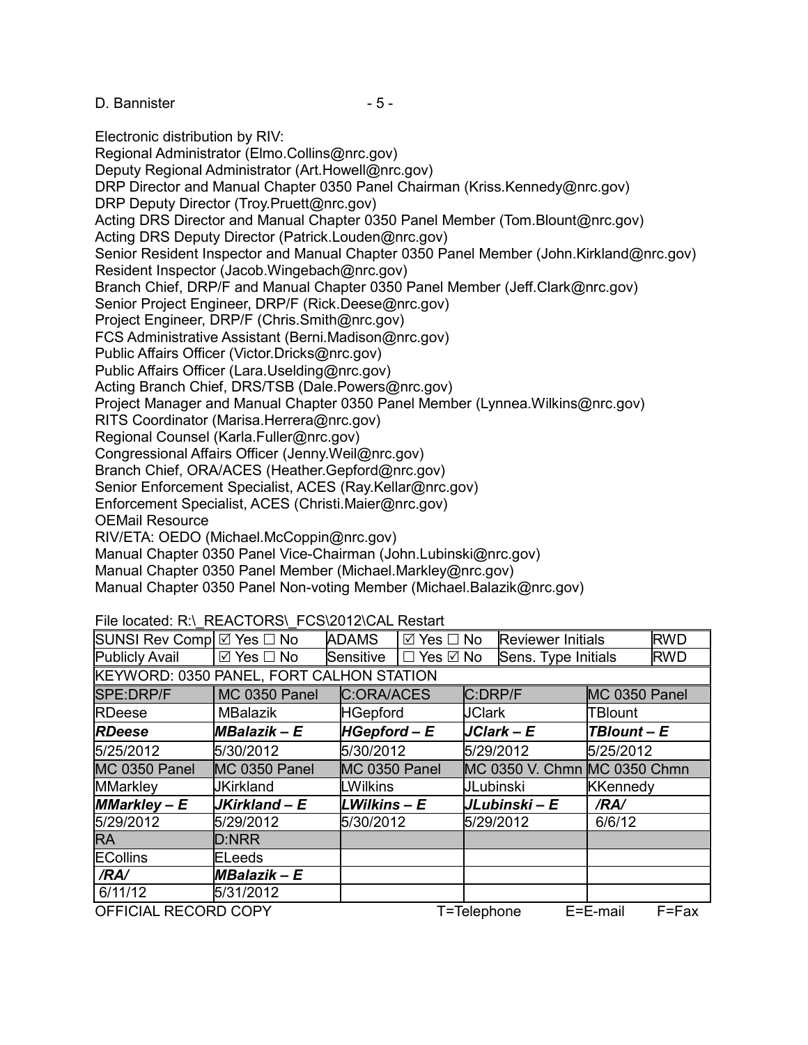Electronic distribution by RIV:
Regional Administrator (Elmo.Collins@nrc.gov)
Deputy Regional Administrator (Art.Howell@nrc.gov)
DRP Director and Manual Chapter 0350 Panel Chairman (Kriss.Kennedy@nrc.gov)
DRP Deputy Director (Troy.Pruett@nrc.gov)
Acting DRS Director and Manual Chapter 0350 Panel Member (Tom.Blount@nrc.gov)
Acting DRS Deputy Director (Patrick.Louden@nrc.gov)
Senior Resident Inspector and Manual Chapter 0350 Panel Member (John.Kirkland@nrc.gov)
Resident Inspector (Jacob.Wingebach@nrc.gov)
Branch Chief, DRP/F and Manual Chapter 0350 Panel Member (Jeff.Clark@nrc.gov)
Senior Project Engineer, DRP/F (Rick.Deese@nrc.gov)
Project Engineer, DRP/F (Chris.Smith@nrc.gov)
FCS Administrative Assistant (Berni.Madison@nrc.gov)
Public Affairs Officer (Victor.Dricks@nrc.gov)
Public Affairs Officer (Lara.Uselding@nrc.gov)
Acting Branch Chief, DRS/TSB (Dale.Powers@nrc.gov)
Project Manager and Manual Chapter 0350 Panel Member (Lynnea.Wilkins@nrc.gov)
RITS Coordinator (Marisa.Herrera@nrc.gov)
Regional Counsel (Karla.Fuller@nrc.gov)
Congressional Affairs Officer (Jenny.Weil@nrc.gov)
Branch Chief, ORA/ACES (Heather.Gepford@nrc.gov)
Senior Enforcement Specialist, ACES (Ray.Kellar@nrc.gov)
Enforcement Specialist, ACES (Christi.Maier@nrc.gov)
OEMail Resource
RIV/ETA: OEDO (Michael.McCoppin@nrc.gov)
Manual Chapter 0350 Panel Vice-Chairman (John.Lubinski@nrc.gov)
Manual Chapter 0350 Panel Member (Michael.Markley@nrc.gov)
Manual Chapter 0350 Panel Non-voting Member (Michael.Balazik@nrc.gov)

File located: R:\_REACTORS\_FCS\2012\CAL Restart

| SUNSI Rev Comp | ☑ Yes ☐ No | ADAMS | ☑ Yes ☐ No | Reviewer Initials | RWD |
|---|---|---|---|---|---|
| Publicly Avail | ☑ Yes ☐ No | Sensitive | ☐ Yes ☑ No | Sens. Type Initials | RWD |
| KEYWORD: 0350 PANEL, FORT CALHON STATION | | | | | |

| SPE:DRP/F | MC 0350 Panel | C:ORA/ACES | C:DRP/F | MC 0350 Panel |
|---|---|---|---|---|
| RDeese | MBalazik | HGepford | JClark | TBlount |
| ***RDeese*** | ***MBalazik – E*** | ***HGepford – E*** | ***JClark – E*** | ***TBlount – E*** |
| 5/25/2012 | 5/30/2012 | 5/30/2012 | 5/29/2012 | 5/25/2012 |
| MC 0350 Panel | MC 0350 Panel | MC 0350 Panel | MC 0350 V. Chmn | MC 0350 Chmn |
| MMarkley | JKirkland | LWilkins | JLubinski | KKennedy |
| ***MMarkley – E*** | ***JKirkland – E*** | ***LWilkins – E*** | ***JLubinski – E*** | ***/RA/*** |
| 5/29/2012 | 5/29/2012 | 5/30/2012 | 5/29/2012 | 6/6/12 |
| RA | D:NRR | | | |
| ECollins | ELeeds | | | |
| ***/RA/*** | ***MBalazik – E*** | | | |
| 6/11/12 | 5/31/2012 | | | |

OFFICIAL RECORD COPY T=Telephone E=E-mail F=Fax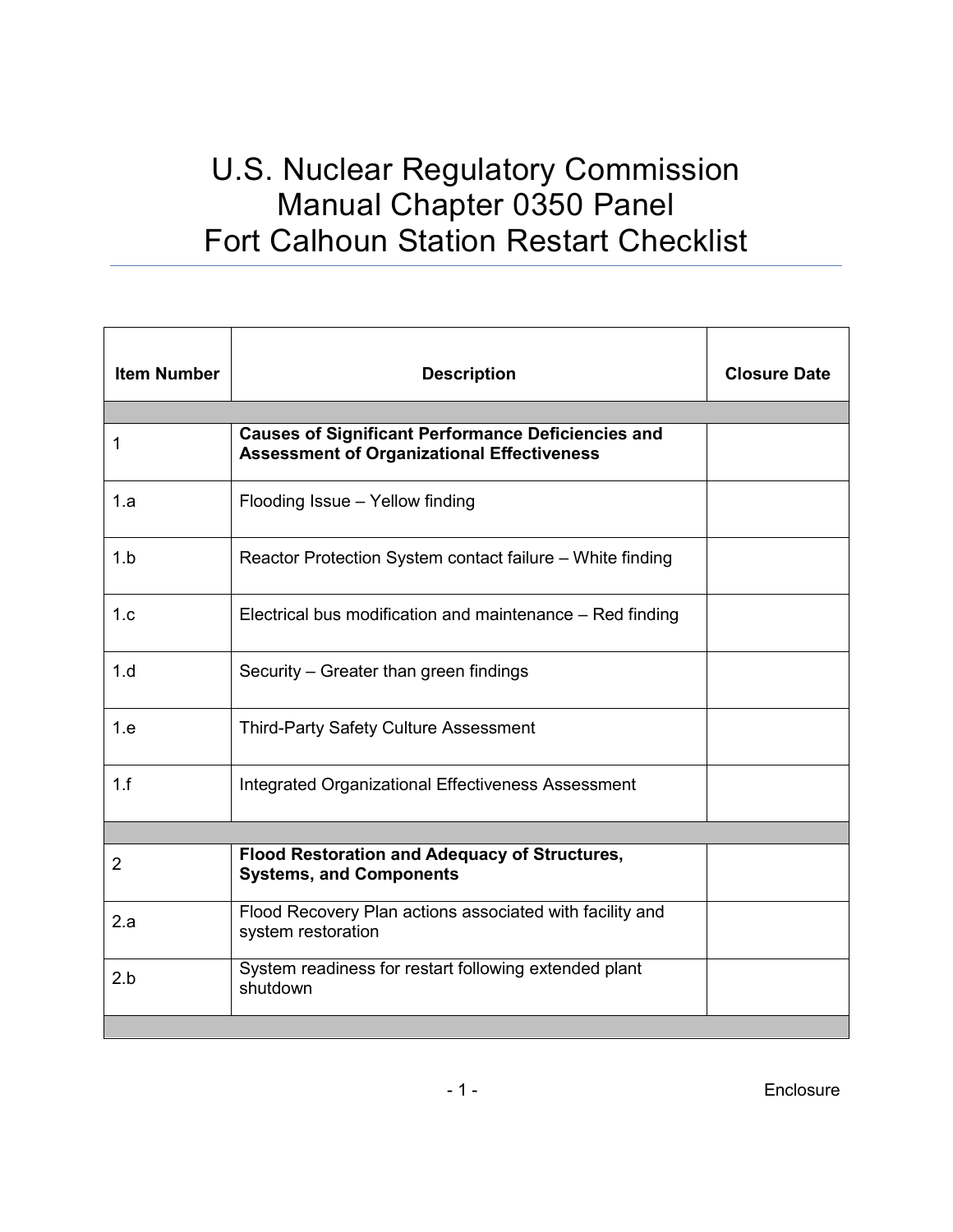# U.S. Nuclear Regulatory Commission
# Manual Chapter 0350 Panel
# Fort Calhoun Station Restart Checklist

| Item Number | Description | Closure Date |
|---|---|---|
| | | |
| 1 | **Causes of Significant Performance Deficiencies and Assessment of Organizational Effectiveness** | |
| 1.a | Flooding Issue – Yellow finding | |
| 1.b | Reactor Protection System contact failure – White finding | |
| 1.c | Electrical bus modification and maintenance – Red finding | |
| 1.d | Security – Greater than green findings | |
| 1.e | Third-Party Safety Culture Assessment | |
| 1.f | Integrated Organizational Effectiveness Assessment | |
| | | |
| 2 | **Flood Restoration and Adequacy of Structures, Systems, and Components** | |
| 2.a | Flood Recovery Plan actions associated with facility and system restoration | |
| 2.b | System readiness for restart following extended plant shutdown | |
| | | |

Enclosure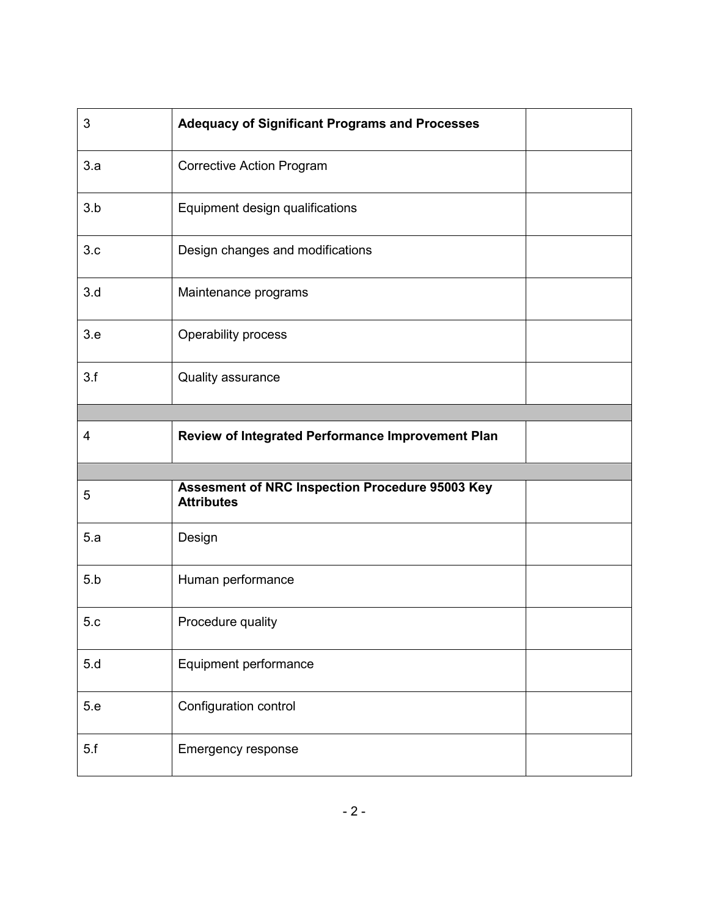| | | |
|---|---|---|
| 3 | **Adequacy of Significant Programs and Processes** | |
| 3.a | Corrective Action Program | |
| 3.b | Equipment design qualifications | |
| 3.c | Design changes and modifications | |
| 3.d | Maintenance programs | |
| 3.e | Operability process | |
| 3.f | Quality assurance | |
| | | |
| 4 | **Review of Integrated Performance Improvement Plan** | |
| | | |
| 5 | **Assesment of NRC Inspection Procedure 95003 Key Attributes** | |
| 5.a | Design | |
| 5.b | Human performance | |
| 5.c | Procedure quality | |
| 5.d | Equipment performance | |
| 5.e | Configuration control | |
| 5.f | Emergency response | |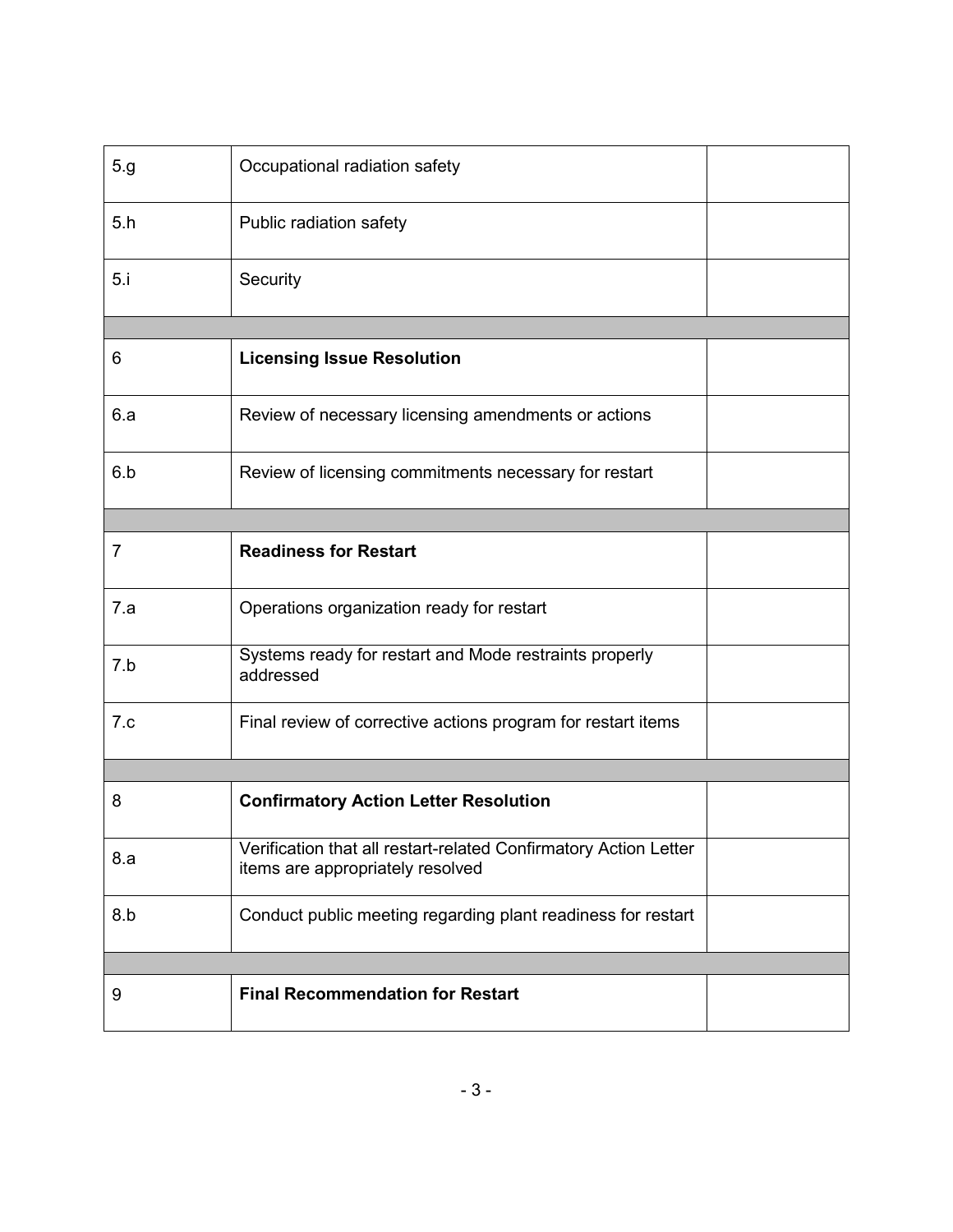| | | |
|---|---|---|
| 5.g | Occupational radiation safety | |
| 5.h | Public radiation safety | |
| 5.i | Security | |
| | | |
| 6 | **Licensing Issue Resolution** | |
| 6.a | Review of necessary licensing amendments or actions | |
| 6.b | Review of licensing commitments necessary for restart | |
| | | |
| 7 | **Readiness for Restart** | |
| 7.a | Operations organization ready for restart | |
| 7.b | Systems ready for restart and Mode restraints properly addressed | |
| 7.c | Final review of corrective actions program for restart items | |
| | | |
| 8 | **Confirmatory Action Letter Resolution** | |
| 8.a | Verification that all restart-related Confirmatory Action Letter items are appropriately resolved | |
| 8.b | Conduct public meeting regarding plant readiness for restart | |
| | | |
| 9 | **Final Recommendation for Restart** | |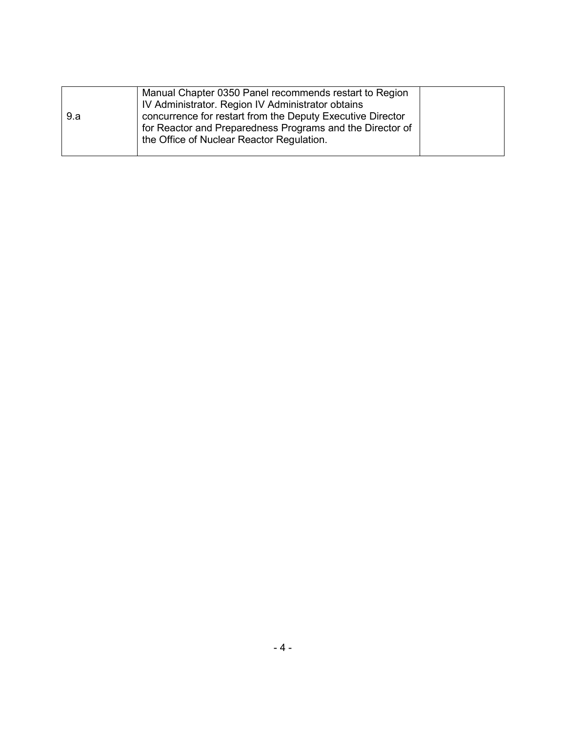| | | |
|---|---|---|
| 9.a | Manual Chapter 0350 Panel recommends restart to Region IV Administrator. Region IV Administrator obtains concurrence for restart from the Deputy Executive Director for Reactor and Preparedness Programs and the Director of the Office of Nuclear Reactor Regulation. | |